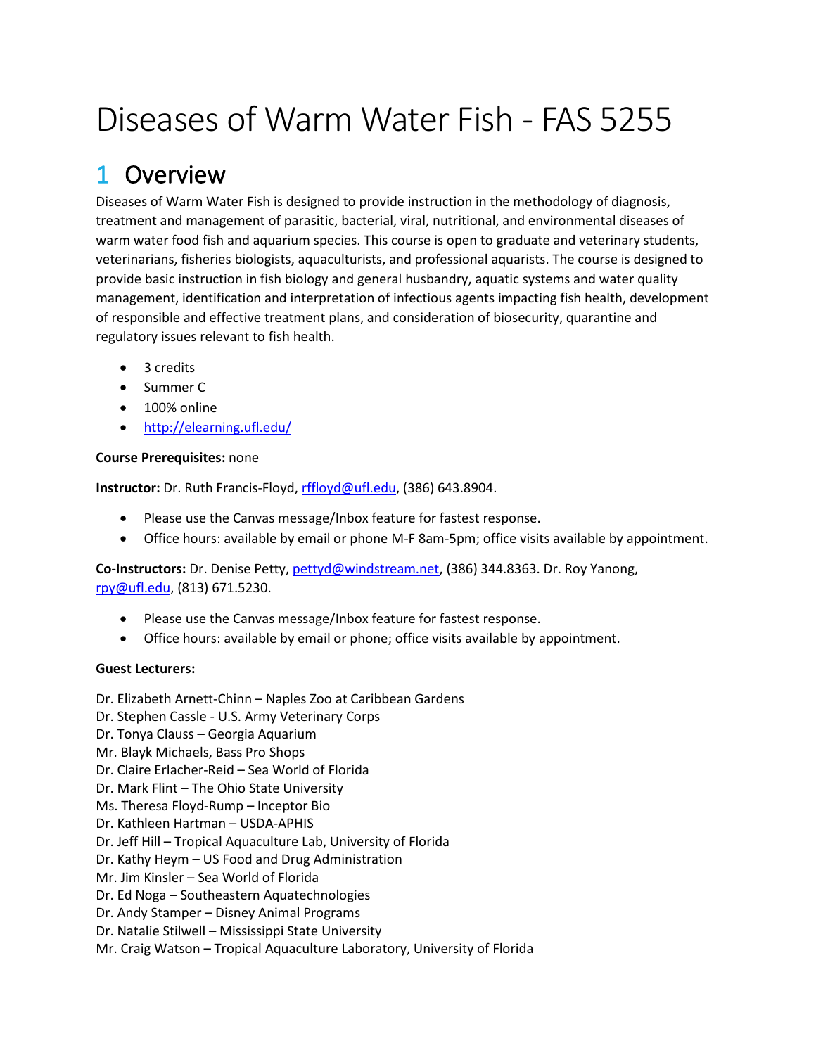# Diseases of Warm Water Fish - FAS 5255

## 1 Overview

Diseases of Warm Water Fish is designed to provide instruction in the methodology of diagnosis, treatment and management of parasitic, bacterial, viral, nutritional, and environmental diseases of warm water food fish and aquarium species. This course is open to graduate and veterinary students, veterinarians, fisheries biologists, aquaculturists, and professional aquarists. The course is designed to provide basic instruction in fish biology and general husbandry, aquatic systems and water quality management, identification and interpretation of infectious agents impacting fish health, development of responsible and effective treatment plans, and consideration of biosecurity, quarantine and regulatory issues relevant to fish health.

- 3 credits
- Summer C
- 100% online
- http://elearning.ufl.edu/

**Course Prerequisites:** none

**Instructor:** Dr. Ruth Francis-Floyd, rffloyd@ufl.edu, (386) 643.8904.

- Please use the Canvas message/Inbox feature for fastest response.
- Office hours: available by email or phone M-F 8am-5pm; office visits available by appointment.

**Co-Instructors:** Dr. Denise Petty, pettyd@windstream.net, (386) 344.8363. Dr. Roy Yanong, rpy@ufl.edu, (813) 671.5230.

- Please use the Canvas message/Inbox feature for fastest response.
- Office hours: available by email or phone; office visits available by appointment.

**Guest Lecturers:**

Dr. Elizabeth Arnett-Chinn – Naples Zoo at Caribbean Gardens
Dr. Stephen Cassle - U.S. Army Veterinary Corps
Dr. Tonya Clauss – Georgia Aquarium
Mr. Blayk Michaels, Bass Pro Shops
Dr. Claire Erlacher-Reid – Sea World of Florida
Dr. Mark Flint – The Ohio State University
Ms. Theresa Floyd-Rump – Inceptor Bio
Dr. Kathleen Hartman – USDA-APHIS
Dr. Jeff Hill – Tropical Aquaculture Lab, University of Florida
Dr. Kathy Heym – US Food and Drug Administration
Mr. Jim Kinsler – Sea World of Florida
Dr. Ed Noga – Southeastern Aquatechnologies
Dr. Andy Stamper – Disney Animal Programs
Dr. Natalie Stilwell – Mississippi State University
Mr. Craig Watson – Tropical Aquaculture Laboratory, University of Florida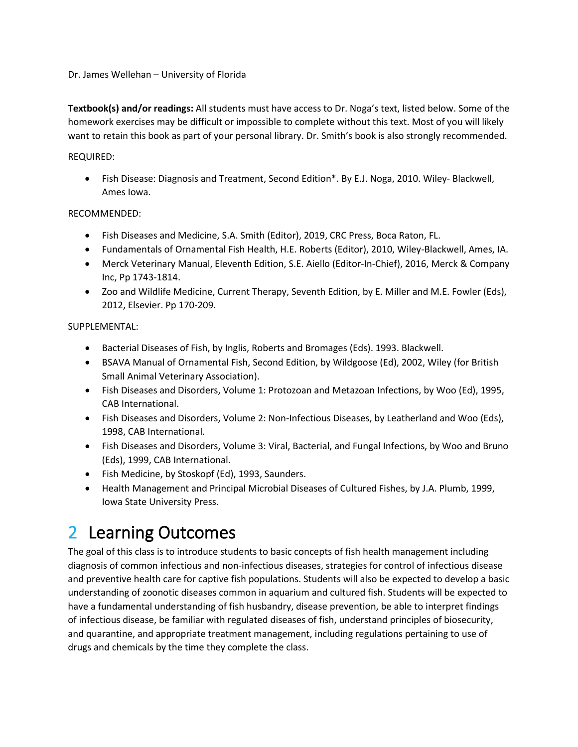Dr. James Wellehan – University of Florida

**Textbook(s) and/or readings:** All students must have access to Dr. Noga's text, listed below. Some of the homework exercises may be difficult or impossible to complete without this text. Most of you will likely want to retain this book as part of your personal library. Dr. Smith's book is also strongly recommended.

REQUIRED:

- Fish Disease: Diagnosis and Treatment, Second Edition*. By E.J. Noga, 2010. Wiley- Blackwell, Ames Iowa.

RECOMMENDED:

- Fish Diseases and Medicine, S.A. Smith (Editor), 2019, CRC Press, Boca Raton, FL.
- Fundamentals of Ornamental Fish Health, H.E. Roberts (Editor), 2010, Wiley-Blackwell, Ames, IA.
- Merck Veterinary Manual, Eleventh Edition, S.E. Aiello (Editor-In-Chief), 2016, Merck & Company Inc, Pp 1743-1814.
- Zoo and Wildlife Medicine, Current Therapy, Seventh Edition, by E. Miller and M.E. Fowler (Eds), 2012, Elsevier. Pp 170-209.

SUPPLEMENTAL:

- Bacterial Diseases of Fish, by Inglis, Roberts and Bromages (Eds). 1993. Blackwell.
- BSAVA Manual of Ornamental Fish, Second Edition, by Wildgoose (Ed), 2002, Wiley (for British Small Animal Veterinary Association).
- Fish Diseases and Disorders, Volume 1: Protozoan and Metazoan Infections, by Woo (Ed), 1995, CAB International.
- Fish Diseases and Disorders, Volume 2: Non-Infectious Diseases, by Leatherland and Woo (Eds), 1998, CAB International.
- Fish Diseases and Disorders, Volume 3: Viral, Bacterial, and Fungal Infections, by Woo and Bruno (Eds), 1999, CAB International.
- Fish Medicine, by Stoskopf (Ed), 1993, Saunders.
- Health Management and Principal Microbial Diseases of Cultured Fishes, by J.A. Plumb, 1999, Iowa State University Press.

# 2 Learning Outcomes

The goal of this class is to introduce students to basic concepts of fish health management including diagnosis of common infectious and non-infectious diseases, strategies for control of infectious disease and preventive health care for captive fish populations. Students will also be expected to develop a basic understanding of zoonotic diseases common in aquarium and cultured fish. Students will be expected to have a fundamental understanding of fish husbandry, disease prevention, be able to interpret findings of infectious disease, be familiar with regulated diseases of fish, understand principles of biosecurity, and quarantine, and appropriate treatment management, including regulations pertaining to use of drugs and chemicals by the time they complete the class.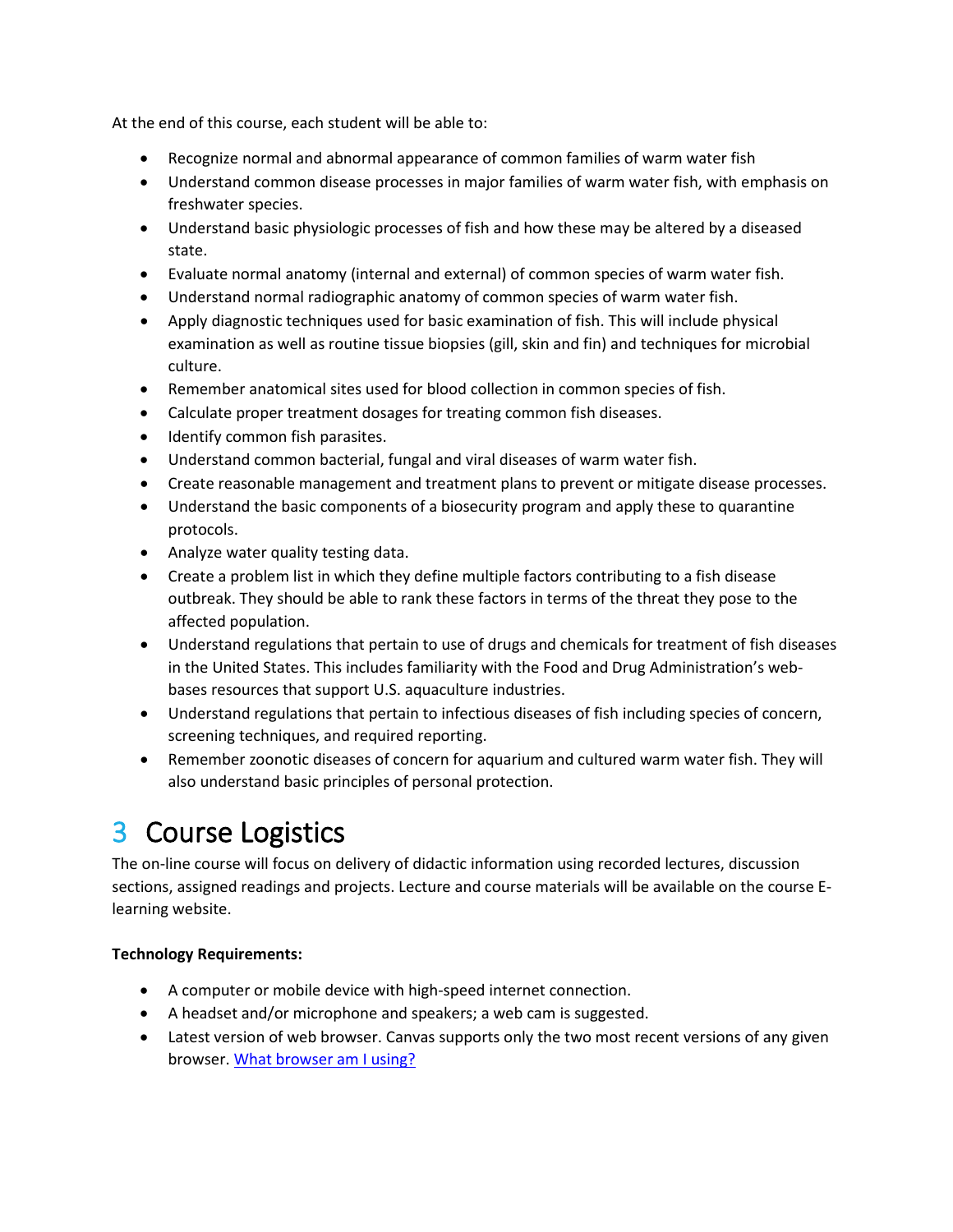At the end of this course, each student will be able to:

- Recognize normal and abnormal appearance of common families of warm water fish
- Understand common disease processes in major families of warm water fish, with emphasis on freshwater species.
- Understand basic physiologic processes of fish and how these may be altered by a diseased state.
- Evaluate normal anatomy (internal and external) of common species of warm water fish.
- Understand normal radiographic anatomy of common species of warm water fish.
- Apply diagnostic techniques used for basic examination of fish. This will include physical examination as well as routine tissue biopsies (gill, skin and fin) and techniques for microbial culture.
- Remember anatomical sites used for blood collection in common species of fish.
- Calculate proper treatment dosages for treating common fish diseases.
- Identify common fish parasites.
- Understand common bacterial, fungal and viral diseases of warm water fish.
- Create reasonable management and treatment plans to prevent or mitigate disease processes.
- Understand the basic components of a biosecurity program and apply these to quarantine protocols.
- Analyze water quality testing data.
- Create a problem list in which they define multiple factors contributing to a fish disease outbreak. They should be able to rank these factors in terms of the threat they pose to the affected population.
- Understand regulations that pertain to use of drugs and chemicals for treatment of fish diseases in the United States. This includes familiarity with the Food and Drug Administration's web-bases resources that support U.S. aquaculture industries.
- Understand regulations that pertain to infectious diseases of fish including species of concern, screening techniques, and required reporting.
- Remember zoonotic diseases of concern for aquarium and cultured warm water fish. They will also understand basic principles of personal protection.

# 3 Course Logistics

The on-line course will focus on delivery of didactic information using recorded lectures, discussion sections, assigned readings and projects. Lecture and course materials will be available on the course E-learning website.

**Technology Requirements:**

- A computer or mobile device with high-speed internet connection.
- A headset and/or microphone and speakers; a web cam is suggested.
- Latest version of web browser. Canvas supports only the two most recent versions of any given browser. [What browser am I using?]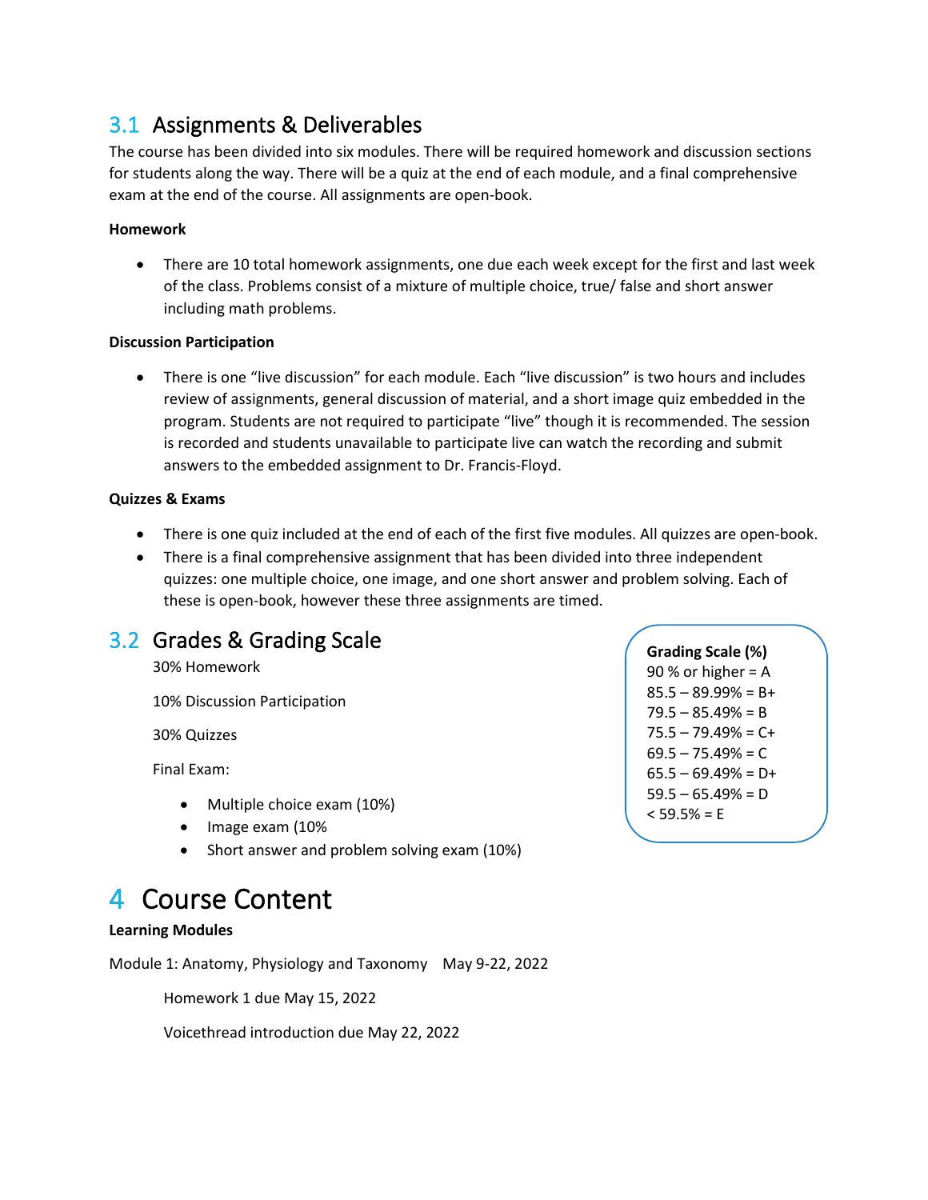## 3.1 Assignments & Deliverables

The course has been divided into six modules. There will be required homework and discussion sections for students along the way. There will be a quiz at the end of each module, and a final comprehensive exam at the end of the course. All assignments are open-book.

**Homework**

- There are 10 total homework assignments, one due each week except for the first and last week of the class. Problems consist of a mixture of multiple choice, true/ false and short answer including math problems.

**Discussion Participation**

- There is one “live discussion” for each module. Each “live discussion” is two hours and includes review of assignments, general discussion of material, and a short image quiz embedded in the program. Students are not required to participate “live” though it is recommended. The session is recorded and students unavailable to participate live can watch the recording and submit answers to the embedded assignment to Dr. Francis-Floyd.

**Quizzes & Exams**

- There is one quiz included at the end of each of the first five modules. All quizzes are open-book.
- There is a final comprehensive assignment that has been divided into three independent quizzes: one multiple choice, one image, and one short answer and problem solving. Each of these is open-book, however these three assignments are timed.

## 3.2 Grades & Grading Scale

30% Homework

10% Discussion Participation

30% Quizzes

Final Exam:

- Multiple choice exam (10%)
- Image exam (10%
- Short answer and problem solving exam (10%)

**Grading Scale (%)**

90 % or higher = A
85.5 – 89.99% = B+
79.5 – 85.49% = B
75.5 – 79.49% = C+
69.5 – 75.49% = C
65.5 – 69.49% = D+
59.5 – 65.49% = D
< 59.5% = E

# 4 Course Content

**Learning Modules**

Module 1: Anatomy, Physiology and Taxonomy May 9-22, 2022

Homework 1 due May 15, 2022

Voicethread introduction due May 22, 2022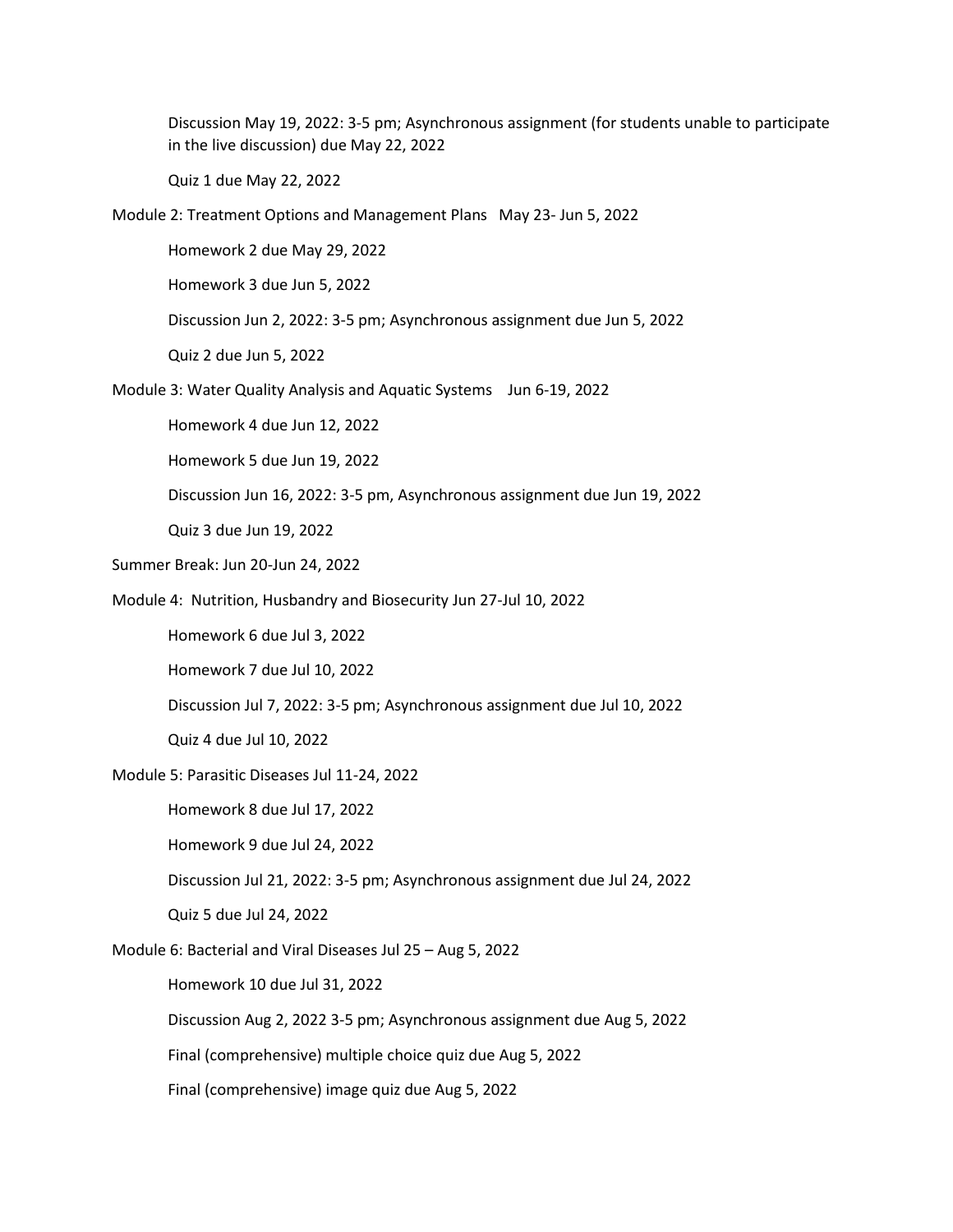Discussion May 19, 2022: 3-5 pm; Asynchronous assignment (for students unable to participate in the live discussion) due May 22, 2022

Quiz 1 due May 22, 2022

Module 2: Treatment Options and Management Plans May 23- Jun 5, 2022

Homework 2 due May 29, 2022

Homework 3 due Jun 5, 2022

Discussion Jun 2, 2022: 3-5 pm; Asynchronous assignment due Jun 5, 2022

Quiz 2 due Jun 5, 2022

Module 3: Water Quality Analysis and Aquatic Systems Jun 6-19, 2022

Homework 4 due Jun 12, 2022

Homework 5 due Jun 19, 2022

Discussion Jun 16, 2022: 3-5 pm, Asynchronous assignment due Jun 19, 2022

Quiz 3 due Jun 19, 2022

Summer Break: Jun 20-Jun 24, 2022

Module 4: Nutrition, Husbandry and Biosecurity Jun 27-Jul 10, 2022

Homework 6 due Jul 3, 2022

Homework 7 due Jul 10, 2022

Discussion Jul 7, 2022: 3-5 pm; Asynchronous assignment due Jul 10, 2022

Quiz 4 due Jul 10, 2022

Module 5: Parasitic Diseases Jul 11-24, 2022

Homework 8 due Jul 17, 2022

Homework 9 due Jul 24, 2022

Discussion Jul 21, 2022: 3-5 pm; Asynchronous assignment due Jul 24, 2022

Quiz 5 due Jul 24, 2022

Module 6: Bacterial and Viral Diseases Jul 25 – Aug 5, 2022

Homework 10 due Jul 31, 2022

Discussion Aug 2, 2022 3-5 pm; Asynchronous assignment due Aug 5, 2022

Final (comprehensive) multiple choice quiz due Aug 5, 2022

Final (comprehensive) image quiz due Aug 5, 2022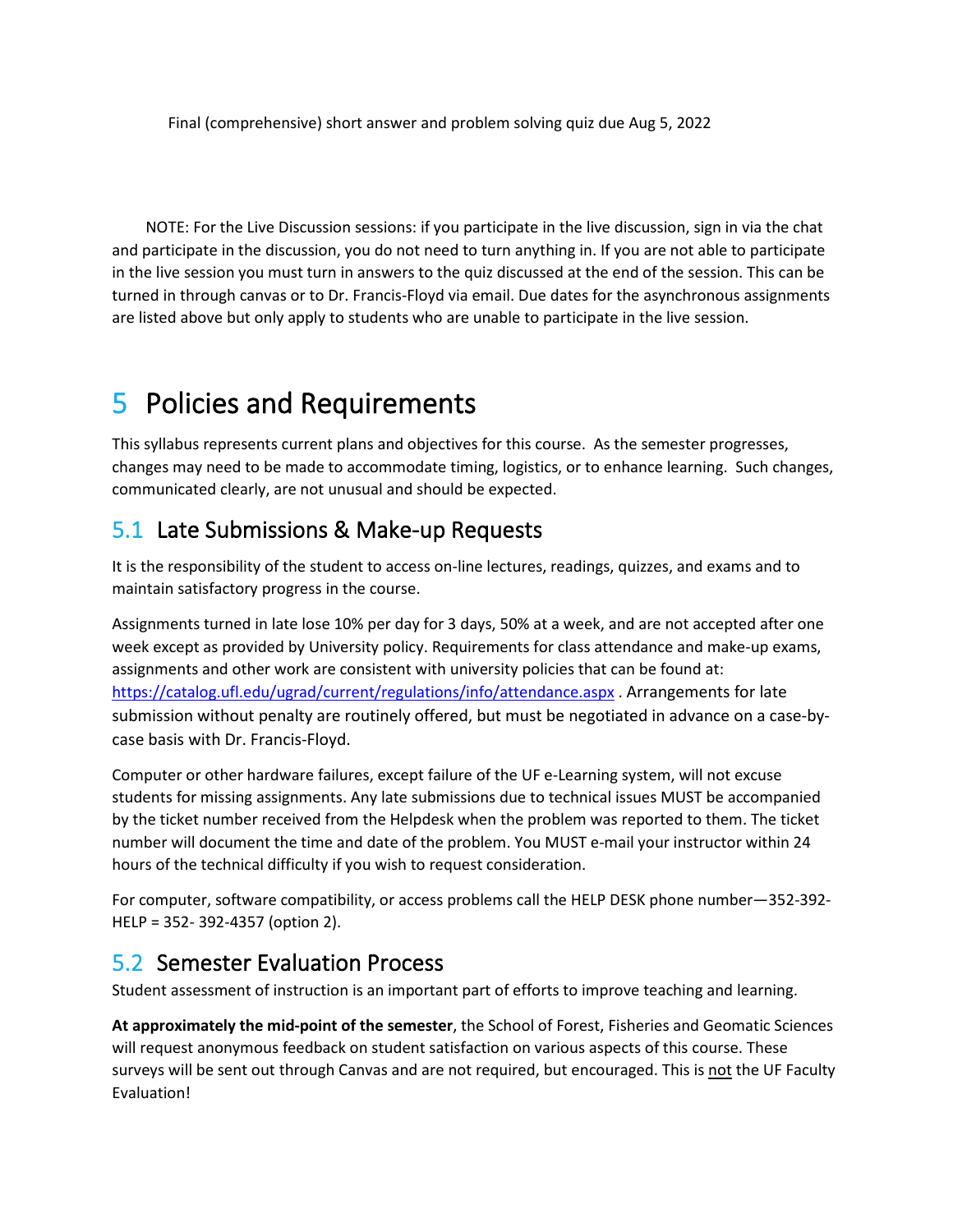Final (comprehensive) short answer and problem solving quiz due Aug 5, 2022

NOTE: For the Live Discussion sessions: if you participate in the live discussion, sign in via the chat and participate in the discussion, you do not need to turn anything in. If you are not able to participate in the live session you must turn in answers to the quiz discussed at the end of the session. This can be turned in through canvas or to Dr. Francis-Floyd via email. Due dates for the asynchronous assignments are listed above but only apply to students who are unable to participate in the live session.

# 5 Policies and Requirements

This syllabus represents current plans and objectives for this course. As the semester progresses, changes may need to be made to accommodate timing, logistics, or to enhance learning. Such changes, communicated clearly, are not unusual and should be expected.

## 5.1 Late Submissions & Make-up Requests

It is the responsibility of the student to access on-line lectures, readings, quizzes, and exams and to maintain satisfactory progress in the course.

Assignments turned in late lose 10% per day for 3 days, 50% at a week, and are not accepted after one week except as provided by University policy. Requirements for class attendance and make-up exams, assignments and other work are consistent with university policies that can be found at: https://catalog.ufl.edu/ugrad/current/regulations/info/attendance.aspx . Arrangements for late submission without penalty are routinely offered, but must be negotiated in advance on a case-by-case basis with Dr. Francis-Floyd.

Computer or other hardware failures, except failure of the UF e-Learning system, will not excuse students for missing assignments. Any late submissions due to technical issues MUST be accompanied by the ticket number received from the Helpdesk when the problem was reported to them. The ticket number will document the time and date of the problem. You MUST e-mail your instructor within 24 hours of the technical difficulty if you wish to request consideration.

For computer, software compatibility, or access problems call the HELP DESK phone number—352-392-HELP = 352- 392-4357 (option 2).

## 5.2 Semester Evaluation Process

Student assessment of instruction is an important part of efforts to improve teaching and learning.

**At approximately the mid-point of the semester**, the School of Forest, Fisheries and Geomatic Sciences will request anonymous feedback on student satisfaction on various aspects of this course. These surveys will be sent out through Canvas and are not required, but encouraged. This is not the UF Faculty Evaluation!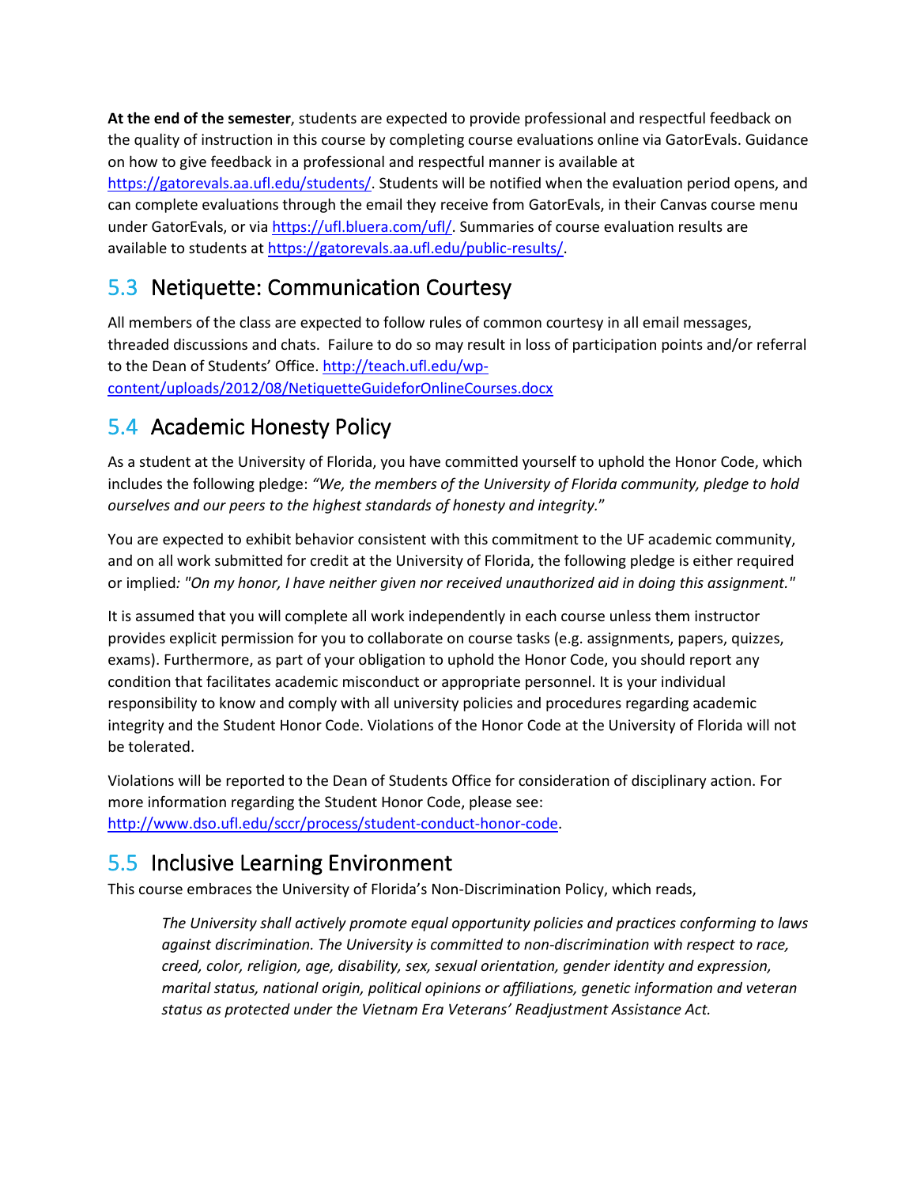**At the end of the semester**, students are expected to provide professional and respectful feedback on the quality of instruction in this course by completing course evaluations online via GatorEvals. Guidance on how to give feedback in a professional and respectful manner is available at [https://gatorevals.aa.ufl.edu/students/](https://gatorevals.aa.ufl.edu/students/). Students will be notified when the evaluation period opens, and can complete evaluations through the email they receive from GatorEvals, in their Canvas course menu under GatorEvals, or via [https://ufl.bluera.com/ufl/](https://ufl.bluera.com/ufl/). Summaries of course evaluation results are available to students at [https://gatorevals.aa.ufl.edu/public-results/](https://gatorevals.aa.ufl.edu/public-results/).

## 5.3 Netiquette: Communication Courtesy

All members of the class are expected to follow rules of common courtesy in all email messages, threaded discussions and chats. Failure to do so may result in loss of participation points and/or referral to the Dean of Students' Office. [http://teach.ufl.edu/wp-content/uploads/2012/08/NetiquetteGuideforOnlineCourses.docx](http://teach.ufl.edu/wp-content/uploads/2012/08/NetiquetteGuideforOnlineCourses.docx)

## 5.4 Academic Honesty Policy

As a student at the University of Florida, you have committed yourself to uphold the Honor Code, which includes the following pledge: *"We, the members of the University of Florida community, pledge to hold ourselves and our peers to the highest standards of honesty and integrity."*

You are expected to exhibit behavior consistent with this commitment to the UF academic community, and on all work submitted for credit at the University of Florida, the following pledge is either required or implied*: "On my honor, I have neither given nor received unauthorized aid in doing this assignment."*

It is assumed that you will complete all work independently in each course unless them instructor provides explicit permission for you to collaborate on course tasks (e.g. assignments, papers, quizzes, exams). Furthermore, as part of your obligation to uphold the Honor Code, you should report any condition that facilitates academic misconduct or appropriate personnel. It is your individual responsibility to know and comply with all university policies and procedures regarding academic integrity and the Student Honor Code. Violations of the Honor Code at the University of Florida will not be tolerated.

Violations will be reported to the Dean of Students Office for consideration of disciplinary action. For more information regarding the Student Honor Code, please see: [http://www.dso.ufl.edu/sccr/process/student-conduct-honor-code](http://www.dso.ufl.edu/sccr/process/student-conduct-honor-code).

## 5.5 Inclusive Learning Environment

This course embraces the University of Florida's Non-Discrimination Policy, which reads,

> *The University shall actively promote equal opportunity policies and practices conforming to laws against discrimination. The University is committed to non-discrimination with respect to race, creed, color, religion, age, disability, sex, sexual orientation, gender identity and expression, marital status, national origin, political opinions or affiliations, genetic information and veteran status as protected under the Vietnam Era Veterans' Readjustment Assistance Act.*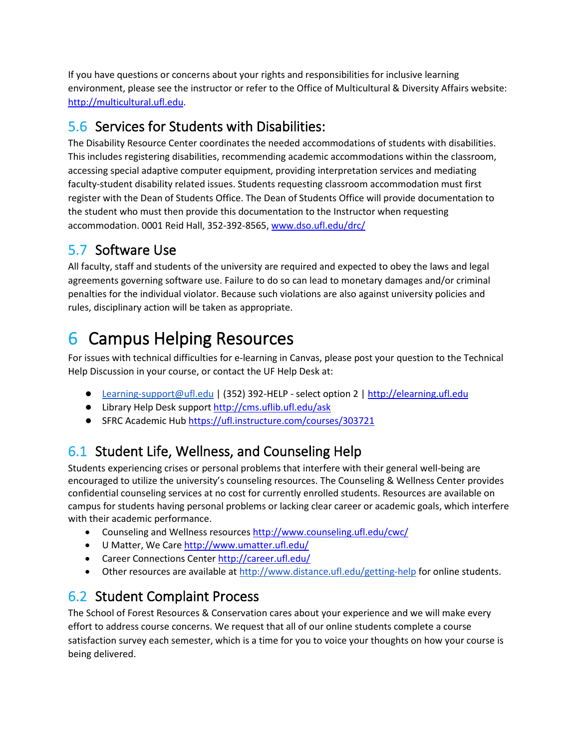If you have questions or concerns about your rights and responsibilities for inclusive learning environment, please see the instructor or refer to the Office of Multicultural & Diversity Affairs website: [http://multicultural.ufl.edu](http://multicultural.ufl.edu).

## 5.6 Services for Students with Disabilities:

The Disability Resource Center coordinates the needed accommodations of students with disabilities. This includes registering disabilities, recommending academic accommodations within the classroom, accessing special adaptive computer equipment, providing interpretation services and mediating faculty-student disability related issues. Students requesting classroom accommodation must first register with the Dean of Students Office. The Dean of Students Office will provide documentation to the student who must then provide this documentation to the Instructor when requesting accommodation. 0001 Reid Hall, 352-392-8565, [www.dso.ufl.edu/drc/](http://www.dso.ufl.edu/drc/)

## 5.7 Software Use

All faculty, staff and students of the university are required and expected to obey the laws and legal agreements governing software use. Failure to do so can lead to monetary damages and/or criminal penalties for the individual violator. Because such violations are also against university policies and rules, disciplinary action will be taken as appropriate.

# 6 Campus Helping Resources

For issues with technical difficulties for e-learning in Canvas, please post your question to the Technical Help Discussion in your course, or contact the UF Help Desk at:

- [Learning-support@ufl.edu](mailto:Learning-support@ufl.edu) | (352) 392-HELP - select option 2 | [http://elearning.ufl.edu](http://elearning.ufl.edu)
- Library Help Desk support [http://cms.uflib.ufl.edu/ask](http://cms.uflib.ufl.edu/ask)
- SFRC Academic Hub [https://ufl.instructure.com/courses/303721](https://ufl.instructure.com/courses/303721)

## 6.1 Student Life, Wellness, and Counseling Help

Students experiencing crises or personal problems that interfere with their general well-being are encouraged to utilize the university's counseling resources. The Counseling & Wellness Center provides confidential counseling services at no cost for currently enrolled students. Resources are available on campus for students having personal problems or lacking clear career or academic goals, which interfere with their academic performance.

- Counseling and Wellness resources [http://www.counseling.ufl.edu/cwc/](http://www.counseling.ufl.edu/cwc/)
- U Matter, We Care [http://www.umatter.ufl.edu/](http://www.umatter.ufl.edu/)
- Career Connections Center [http://career.ufl.edu/](http://career.ufl.edu/)
- Other resources are available at [http://www.distance.ufl.edu/getting-help](http://www.distance.ufl.edu/getting-help) for online students.

## 6.2 Student Complaint Process

The School of Forest Resources & Conservation cares about your experience and we will make every effort to address course concerns. We request that all of our online students complete a course satisfaction survey each semester, which is a time for you to voice your thoughts on how your course is being delivered.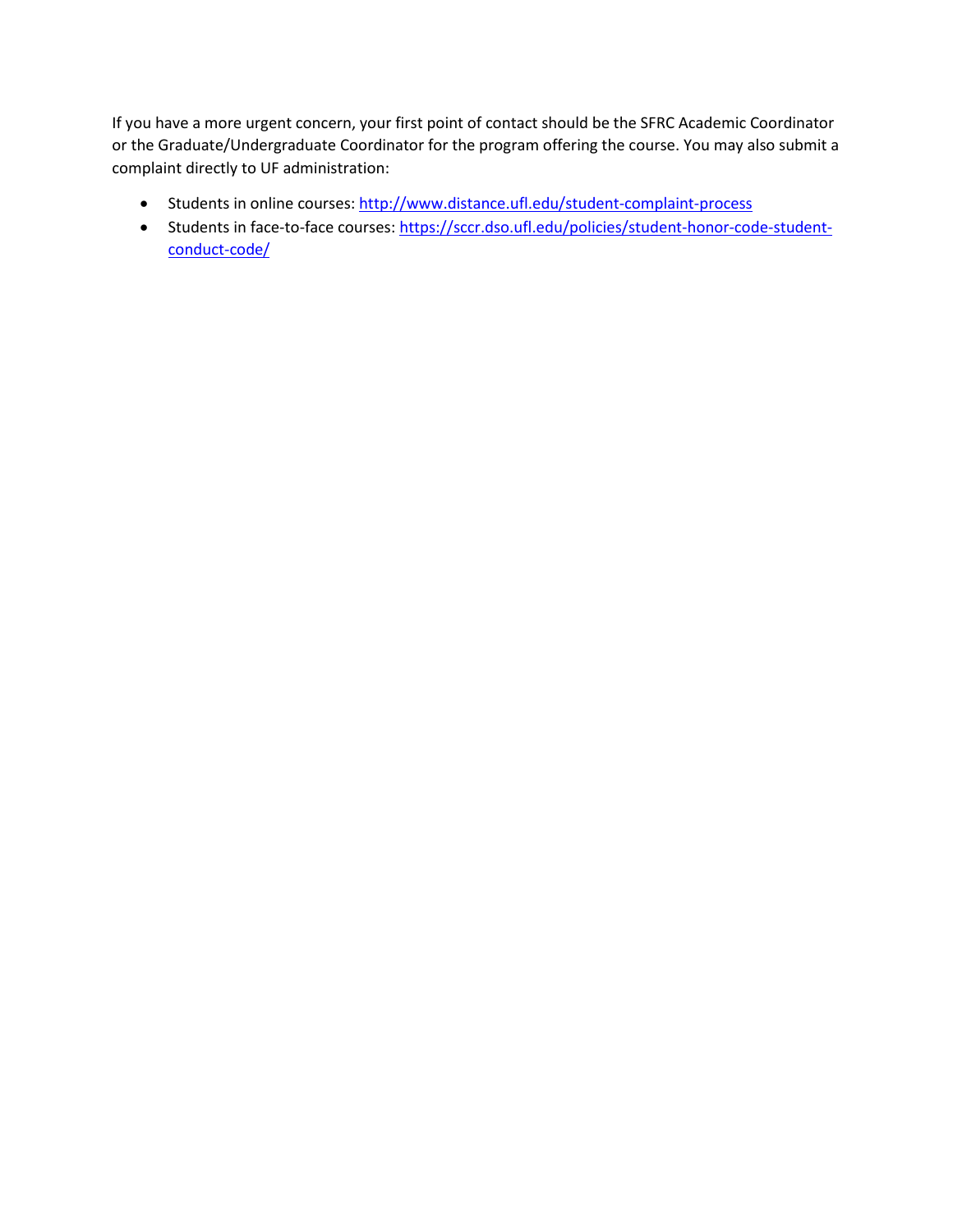If you have a more urgent concern, your first point of contact should be the SFRC Academic Coordinator or the Graduate/Undergraduate Coordinator for the program offering the course. You may also submit a complaint directly to UF administration:

- Students in online courses: http://www.distance.ufl.edu/student-complaint-process
- Students in face-to-face courses: https://sccr.dso.ufl.edu/policies/student-honor-code-student-conduct-code/